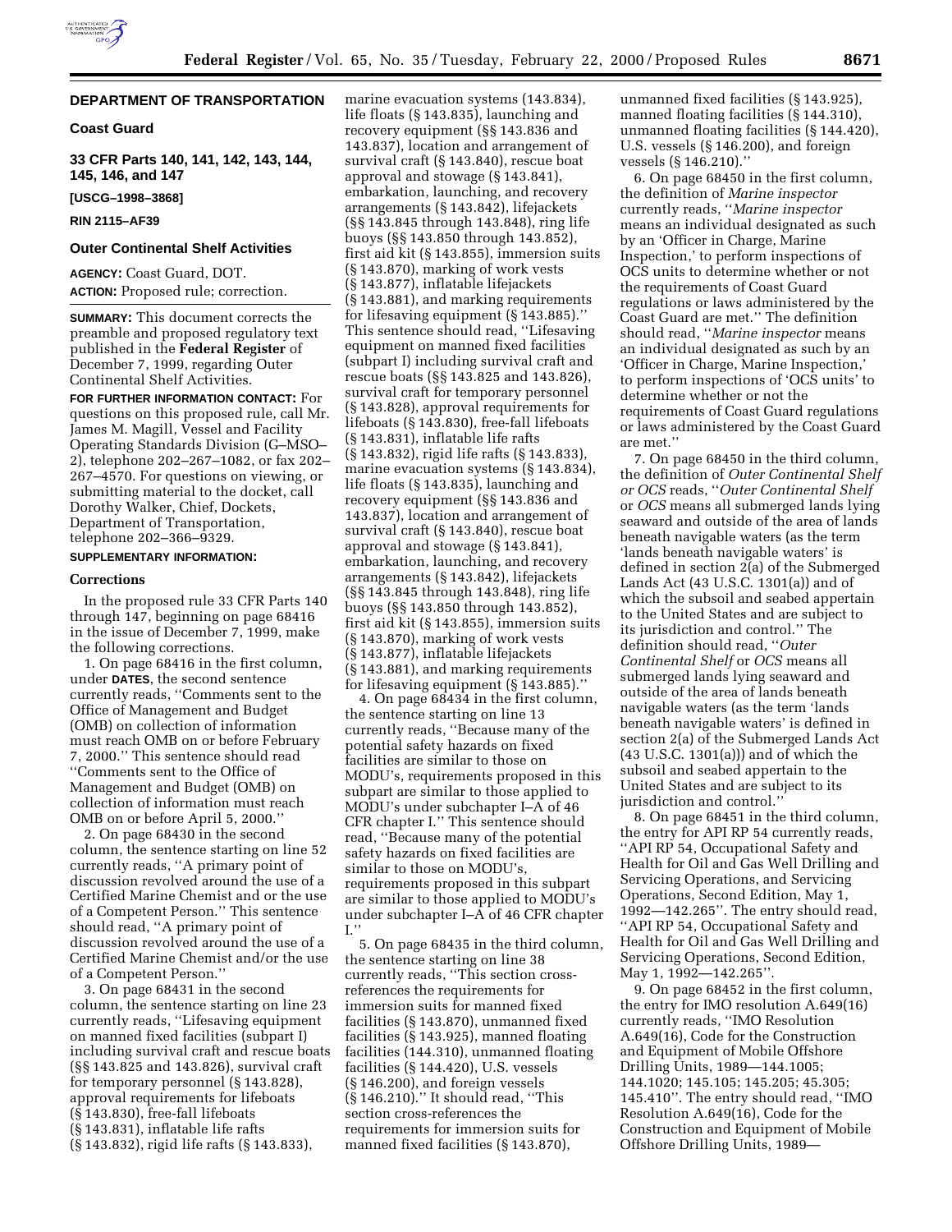## DEPARTMENT OF TRANSPORTATION

### Coast Guard

### 33 CFR Parts 140, 141, 142, 143, 144, 145, 146, and 147

**[USCG–1998–3868]**

**RIN 2115–AF39**

### Outer Continental Shelf Activities

**AGENCY:** Coast Guard, DOT.

**ACTION:** Proposed rule; correction.

**SUMMARY:** This document corrects the preamble and proposed regulatory text published in the **Federal Register** of December 7, 1999, regarding Outer Continental Shelf Activities.

**FOR FURTHER INFORMATION CONTACT:** For questions on this proposed rule, call Mr. James M. Magill, Vessel and Facility Operating Standards Division (G–MSO–2), telephone 202–267–1082, or fax 202–267–4570. For questions on viewing, or submitting material to the docket, call Dorothy Walker, Chief, Dockets, Department of Transportation, telephone 202–366–9329.

**SUPPLEMENTARY INFORMATION:**

#### Corrections

In the proposed rule 33 CFR Parts 140 through 147, beginning on page 68416 in the issue of December 7, 1999, make the following corrections.

1. On page 68416 in the first column, under **DATES**, the second sentence currently reads, ''Comments sent to the Office of Management and Budget (OMB) on collection of information must reach OMB on or before February 7, 2000.'' This sentence should read ''Comments sent to the Office of Management and Budget (OMB) on collection of information must reach OMB on or before April 5, 2000.''

2. On page 68430 in the second column, the sentence starting on line 52 currently reads, ''A primary point of discussion revolved around the use of a Certified Marine Chemist and or the use of a Competent Person.'' This sentence should read, ''A primary point of discussion revolved around the use of a Certified Marine Chemist and/or the use of a Competent Person.''

3. On page 68431 in the second column, the sentence starting on line 23 currently reads, ''Lifesaving equipment on manned fixed facilities (subpart I) including survival craft and rescue boats (§§ 143.825 and 143.826), survival craft for temporary personnel (§ 143.828), approval requirements for lifeboats (§ 143.830), free-fall lifeboats (§ 143.831), inflatable life rafts (§ 143.832), rigid life rafts (§ 143.833), marine evacuation systems (143.834), life floats (§ 143.835), launching and recovery equipment (§§ 143.836 and 143.837), location and arrangement of survival craft (§ 143.840), rescue boat approval and stowage (§ 143.841), embarkation, launching, and recovery arrangements (§ 143.842), lifejackets (§§ 143.845 through 143.848), ring life buoys (§§ 143.850 through 143.852), first aid kit (§ 143.855), immersion suits (§ 143.870), marking of work vests (§ 143.877), inflatable lifejackets (§ 143.881), and marking requirements for lifesaving equipment (§ 143.885).'' This sentence should read, ''Lifesaving equipment on manned fixed facilities (subpart I) including survival craft and rescue boats (§§ 143.825 and 143.826), survival craft for temporary personnel (§ 143.828), approval requirements for lifeboats (§ 143.830), free-fall lifeboats (§ 143.831), inflatable life rafts (§ 143.832), rigid life rafts (§ 143.833), marine evacuation systems (§ 143.834), life floats (§ 143.835), launching and recovery equipment (§§ 143.836 and 143.837), location and arrangement of survival craft (§ 143.840), rescue boat approval and stowage (§ 143.841), embarkation, launching, and recovery arrangements (§ 143.842), lifejackets (§§ 143.845 through 143.848), ring life buoys (§§ 143.850 through 143.852), first aid kit (§ 143.855), immersion suits (§ 143.870), marking of work vests (§ 143.877), inflatable lifejackets (§ 143.881), and marking requirements for lifesaving equipment (§ 143.885).''

4. On page 68434 in the first column, the sentence starting on line 13 currently reads, ''Because many of the potential safety hazards on fixed facilities are similar to those on MODU's, requirements proposed in this subpart are similar to those applied to MODU's under subchapter I–A of 46 CFR chapter I.'' This sentence should read, ''Because many of the potential safety hazards on fixed facilities are similar to those on MODU's, requirements proposed in this subpart are similar to those applied to MODU's under subchapter I–A of 46 CFR chapter I.''

5. On page 68435 in the third column, the sentence starting on line 38 currently reads, ''This section cross-references the requirements for immersion suits for manned fixed facilities (§ 143.870), unmanned fixed facilities (§ 143.925), manned floating facilities (144.310), unmanned floating facilities (§ 144.420), U.S. vessels (§ 146.200), and foreign vessels (§ 146.210).'' It should read, ''This section cross-references the requirements for immersion suits for manned fixed facilities (§ 143.870), unmanned fixed facilities (§ 143.925), manned floating facilities (§ 144.310), unmanned floating facilities (§ 144.420), U.S. vessels (§ 146.200), and foreign vessels (§ 146.210).''

6. On page 68450 in the first column, the definition of *Marine inspector* currently reads, ''*Marine inspector* means an individual designated as such by an 'Officer in Charge, Marine Inspection,' to perform inspections of OCS units to determine whether or not the requirements of Coast Guard regulations or laws administered by the Coast Guard are met.'' The definition should read, ''*Marine inspector* means an individual designated as such by an 'Officer in Charge, Marine Inspection,' to perform inspections of 'OCS units' to determine whether or not the requirements of Coast Guard regulations or laws administered by the Coast Guard are met.''

7. On page 68450 in the third column, the definition of *Outer Continental Shelf or OCS* reads, ''*Outer Continental Shelf* or *OCS* means all submerged lands lying seaward and outside of the area of lands beneath navigable waters (as the term 'lands beneath navigable waters' is defined in section 2(a) of the Submerged Lands Act (43 U.S.C. 1301(a)) and of which the subsoil and seabed appertain to the United States and are subject to its jurisdiction and control.'' The definition should read, ''*Outer Continental Shelf* or *OCS* means all submerged lands lying seaward and outside of the area of lands beneath navigable waters (as the term 'lands beneath navigable waters' is defined in section 2(a) of the Submerged Lands Act (43 U.S.C. 1301(a))) and of which the subsoil and seabed appertain to the United States and are subject to its jurisdiction and control.''

8. On page 68451 in the third column, the entry for API RP 54 currently reads, ''API RP 54, Occupational Safety and Health for Oil and Gas Well Drilling and Servicing Operations, and Servicing Operations, Second Edition, May 1, 1992—142.265''. The entry should read, ''API RP 54, Occupational Safety and Health for Oil and Gas Well Drilling and Servicing Operations, Second Edition, May 1, 1992—142.265''.

9. On page 68452 in the first column, the entry for IMO resolution A.649(16) currently reads, ''IMO Resolution A.649(16), Code for the Construction and Equipment of Mobile Offshore Drilling Units, 1989—144.1005; 144.1020; 145.105; 145.205; 45.305; 145.410''. The entry should read, ''IMO Resolution A.649(16), Code for the Construction and Equipment of Mobile Offshore Drilling Units, 1989—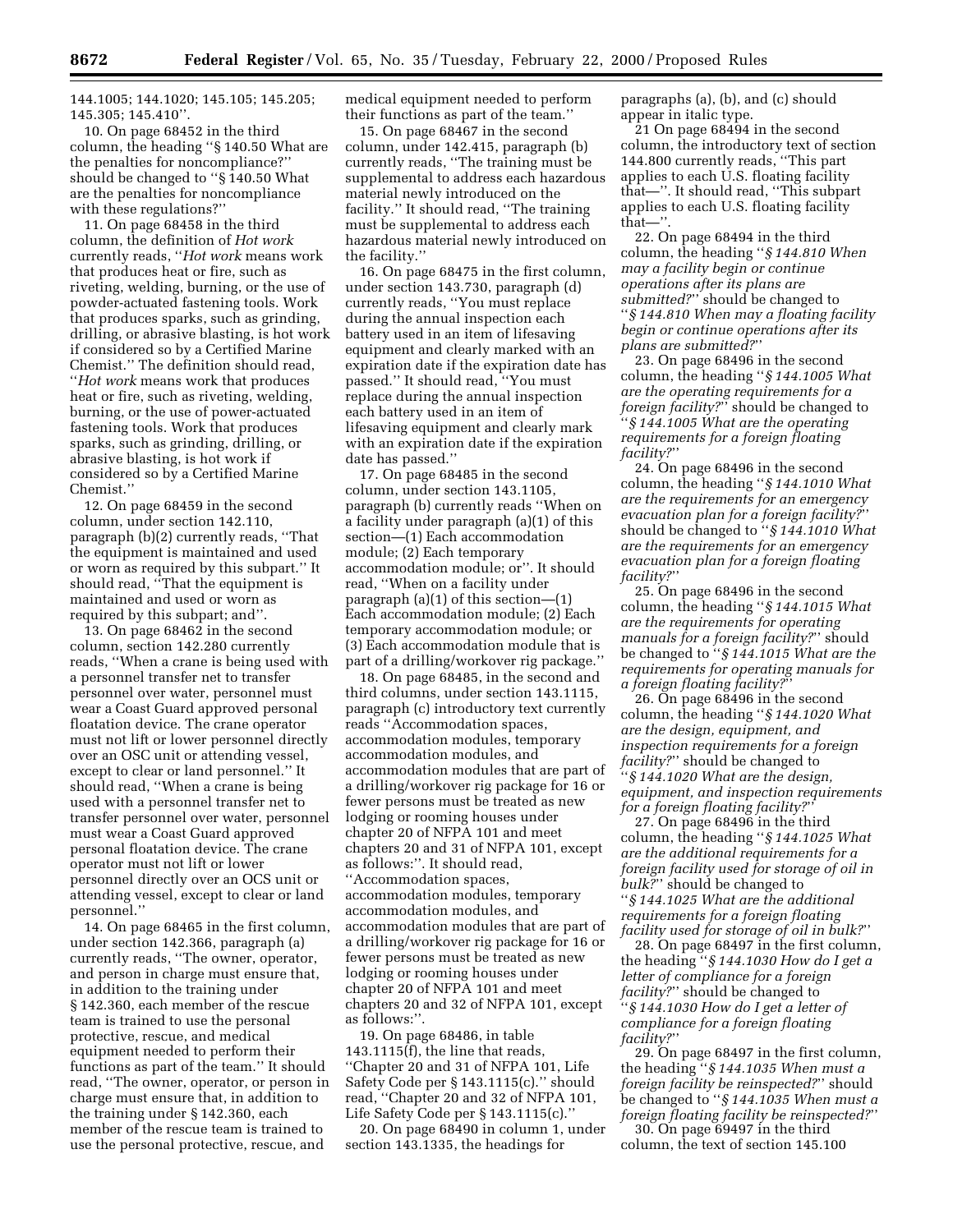144.1005; 144.1020; 145.105; 145.205; 145.305; 145.410''.

10. On page 68452 in the third column, the heading ''§ 140.50 What are the penalties for noncompliance?'' should be changed to ''§ 140.50 What are the penalties for noncompliance with these regulations?''

11. On page 68458 in the third column, the definition of *Hot work* currently reads, ''*Hot work* means work that produces heat or fire, such as riveting, welding, burning, or the use of powder-actuated fastening tools. Work that produces sparks, such as grinding, drilling, or abrasive blasting, is hot work if considered so by a Certified Marine Chemist.'' The definition should read, ''*Hot work* means work that produces heat or fire, such as riveting, welding, burning, or the use of power-actuated fastening tools. Work that produces sparks, such as grinding, drilling, or abrasive blasting, is hot work if considered so by a Certified Marine Chemist.''

12. On page 68459 in the second column, under section 142.110, paragraph (b)(2) currently reads, ''That the equipment is maintained and used or worn as required by this subpart.'' It should read, ''That the equipment is maintained and used or worn as required by this subpart; and''.

13. On page 68462 in the second column, section 142.280 currently reads, ''When a crane is being used with a personnel transfer net to transfer personnel over water, personnel must wear a Coast Guard approved personal floatation device. The crane operator must not lift or lower personnel directly over an OSC unit or attending vessel, except to clear or land personnel.'' It should read, ''When a crane is being used with a personnel transfer net to transfer personnel over water, personnel must wear a Coast Guard approved personal floatation device. The crane operator must not lift or lower personnel directly over an OCS unit or attending vessel, except to clear or land personnel.''

14. On page 68465 in the first column, under section 142.366, paragraph (a) currently reads, ''The owner, operator, and person in charge must ensure that, in addition to the training under § 142.360, each member of the rescue team is trained to use the personal protective, rescue, and medical equipment needed to perform their functions as part of the team.'' It should read, ''The owner, operator, or person in charge must ensure that, in addition to the training under § 142.360, each member of the rescue team is trained to use the personal protective, rescue, and medical equipment needed to perform their functions as part of the team.''

15. On page 68467 in the second column, under 142.415, paragraph (b) currently reads, ''The training must be supplemental to address each hazardous material newly introduced on the facility.'' It should read, ''The training must be supplemental to address each hazardous material newly introduced on the facility.''

16. On page 68475 in the first column, under section 143.730, paragraph (d) currently reads, ''You must replace during the annual inspection each battery used in an item of lifesaving equipment and clearly marked with an expiration date if the expiration date has passed.'' It should read, ''You must replace during the annual inspection each battery used in an item of lifesaving equipment and clearly mark with an expiration date if the expiration date has passed.''

17. On page 68485 in the second column, under section 143.1105, paragraph (b) currently reads ''When on a facility under paragraph (a)(1) of this section—(1) Each accommodation module; (2) Each temporary accommodation module; or''. It should read, ''When on a facility under paragraph (a)(1) of this section—(1) Each accommodation module; (2) Each temporary accommodation module; or (3) Each accommodation module that is part of a drilling/workover rig package.''

18. On page 68485, in the second and third columns, under section 143.1115, paragraph (c) introductory text currently reads ''Accommodation spaces, accommodation modules, temporary accommodation modules, and accommodation modules that are part of a drilling/workover rig package for 16 or fewer persons must be treated as new lodging or rooming houses under chapter 20 of NFPA 101 and meet chapters 20 and 31 of NFPA 101, except as follows:''. It should read, ''Accommodation spaces, accommodation modules, temporary accommodation modules, and accommodation modules that are part of a drilling/workover rig package for 16 or fewer persons must be treated as new lodging or rooming houses under chapter 20 of NFPA 101 and meet chapters 20 and 32 of NFPA 101, except as follows:''.

19. On page 68486, in table 143.1115(f), the line that reads, ''Chapter 20 and 31 of NFPA 101, Life Safety Code per § 143.1115(c).'' should read, ''Chapter 20 and 32 of NFPA 101, Life Safety Code per § 143.1115(c).''

20. On page 68490 in column 1, under section 143.1335, the headings for paragraphs (a), (b), and (c) should appear in italic type.

21 On page 68494 in the second column, the introductory text of section 144.800 currently reads, ''This part applies to each U.S. floating facility that—''. It should read, ''This subpart applies to each U.S. floating facility that—''.

22. On page 68494 in the third column, the heading ''*§ 144.810 When may a facility begin or continue operations after its plans are submitted?*'' should be changed to ''*§ 144.810 When may a floating facility begin or continue operations after its plans are submitted?*''

23. On page 68496 in the second column, the heading ''*§ 144.1005 What are the operating requirements for a foreign facility?*'' should be changed to ''*§ 144.1005 What are the operating requirements for a foreign floating facility?*''

24. On page 68496 in the second column, the heading ''*§ 144.1010 What are the requirements for an emergency evacuation plan for a foreign facility?*'' should be changed to ''*§ 144.1010 What are the requirements for an emergency evacuation plan for a foreign floating facility?*''

25. On page 68496 in the second column, the heading ''*§ 144.1015 What are the requirements for operating manuals for a foreign facility?*'' should be changed to ''*§ 144.1015 What are the requirements for operating manuals for a foreign floating facility?*''

26. On page 68496 in the second column, the heading ''*§ 144.1020 What are the design, equipment, and inspection requirements for a foreign facility?*'' should be changed to ''*§ 144.1020 What are the design, equipment, and inspection requirements for a foreign floating facility?*''

27. On page 68496 in the third column, the heading ''*§ 144.1025 What are the additional requirements for a foreign facility used for storage of oil in bulk?*'' should be changed to ''*§ 144.1025 What are the additional requirements for a foreign floating facility used for storage of oil in bulk?*''

28. On page 68497 in the first column, the heading ''*§ 144.1030 How do I get a letter of compliance for a foreign facility?*'' should be changed to ''*§ 144.1030 How do I get a letter of compliance for a foreign floating facility?*''

29. On page 68497 in the first column, the heading ''*§ 144.1035 When must a foreign facility be reinspected?*'' should be changed to ''*§ 144.1035 When must a foreign floating facility be reinspected?*''

30. On page 69497 in the third column, the text of section 145.100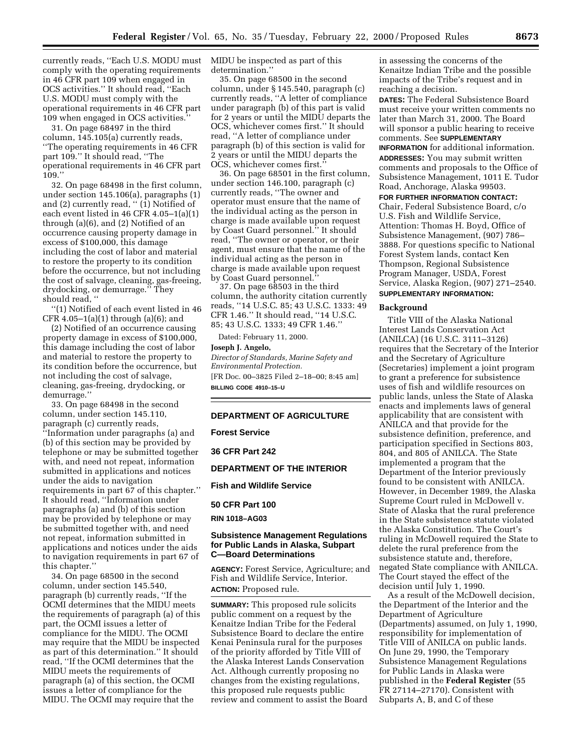currently reads, "Each U.S. MODU must comply with the operating requirements in 46 CFR part 109 when engaged in OCS activities." It should read, "Each U.S. MODU must comply with the operational requirements in 46 CFR part 109 when engaged in OCS activities."

31. On page 68497 in the third column, 145.105(a) currently reads, "The operating requirements in 46 CFR part 109." It should read, "The operational requirements in 46 CFR part 109."

32. On page 68498 in the first column, under section 145.106(a), paragraphs (1) and (2) currently read, " (1) Notified of each event listed in 46 CFR 4.05–1(a)(1) through (a)(6), and (2) Notified of an occurrence causing property damage in excess of $100,000, this damage including the cost of labor and material to restore the property to its condition before the occurrence, but not including the cost of salvage, cleaning, gas-freeing, drydocking, or demurrage." They should read, "

"(1) Notified of each event listed in 46 CFR 4.05–1(a)(1) through (a)(6); and

(2) Notified of an occurrence causing property damage in excess of $100,000, this damage including the cost of labor and material to restore the property to its condition before the occurrence, but not including the cost of salvage, cleaning, gas-freeing, drydocking, or demurrage."

33. On page 68498 in the second column, under section 145.110, paragraph (c) currently reads, "Information under paragraphs (a) and (b) of this section may be provided by telephone or may be submitted together with, and need not repeat, information submitted in applications and notices under the aids to navigation requirements in part 67 of this chapter." It should read, "Information under paragraphs (a) and (b) of this section may be provided by telephone or may be submitted together with, and need not repeat, information submitted in applications and notices under the aids to navigation requirements in part 67 of this chapter."

34. On page 68500 in the second column, under section 145.540, paragraph (b) currently reads, "If the OCMI determines that the MIDU meets the requirements of paragraph (a) of this part, the OCMI issues a letter of compliance for the MIDU. The OCMI may require that the MIDU be inspected as part of this determination." It should read, "If the OCMI determines that the MIDU meets the requirements of paragraph (a) of this section, the OCMI issues a letter of compliance for the MIDU. The OCMI may require that the MIDU be inspected as part of this determination."

35. On page 68500 in the second column, under § 145.540, paragraph (c) currently reads, "A letter of compliance under paragraph (b) of this part is valid for 2 years or until the MIDU departs the OCS, whichever comes first." It should read, "A letter of compliance under paragraph (b) of this section is valid for 2 years or until the MIDU departs the OCS, whichever comes first."

36. On page 68501 in the first column, under section 146.100, paragraph (c) currently reads, "The owner and operator must ensure that the name of the individual acting as the person in charge is made available upon request by Coast Guard personnel." It should read, "The owner or operator, or their agent, must ensure that the name of the individual acting as the person in charge is made available upon request by Coast Guard personnel."

37. On page 68503 in the third column, the authority citation currently reads, "14 U.S.C. 85; 43 U.S.C. 1333: 49 CFR 1.46." It should read, "14 U.S.C. 85; 43 U.S.C. 1333; 49 CFR 1.46."

Dated: February 11, 2000.

**Joseph J. Angelo,**

*Director of Standards, Marine Safety and Environmental Protection.*

[FR Doc. 00–3825 Filed 2–18–00; 8:45 am]

**BILLING CODE 4910–15–U**

---

## DEPARTMENT OF AGRICULTURE

### Forest Service

### 36 CFR Part 242

## DEPARTMENT OF THE INTERIOR

### Fish and Wildlife Service

### 50 CFR Part 100

### RIN 1018–AG03

### Subsistence Management Regulations for Public Lands in Alaska, Subpart C—Board Determinations

**AGENCY:** Forest Service, Agriculture; and Fish and Wildlife Service, Interior.

**ACTION:** Proposed rule.

**SUMMARY:** This proposed rule solicits public comment on a request by the Kenaitze Indian Tribe for the Federal Subsistence Board to declare the entire Kenai Peninsula rural for the purposes of the priority afforded by Title VIII of the Alaska Interest Lands Conservation Act. Although currently proposing no changes from the existing regulations, this proposed rule requests public review and comment to assist the Board in assessing the concerns of the Kenaitze Indian Tribe and the possible impacts of the Tribe's request and in reaching a decision.

**DATES:** The Federal Subsistence Board must receive your written comments no later than March 31, 2000. The Board will sponsor a public hearing to receive comments. See **SUPPLEMENTARY INFORMATION** for additional information.

**ADDRESSES:** You may submit written comments and proposals to the Office of Subsistence Management, 1011 E. Tudor Road, Anchorage, Alaska 99503.

**FOR FURTHER INFORMATION CONTACT:** Chair, Federal Subsistence Board, c/o U.S. Fish and Wildlife Service, Attention: Thomas H. Boyd, Office of Subsistence Management, (907) 786–3888. For questions specific to National Forest System lands, contact Ken Thompson, Regional Subsistence Program Manager, USDA, Forest Service, Alaska Region, (907) 271–2540.

**SUPPLEMENTARY INFORMATION:**

#### Background

Title VIII of the Alaska National Interest Lands Conservation Act (ANILCA) (16 U.S.C. 3111–3126) requires that the Secretary of the Interior and the Secretary of Agriculture (Secretaries) implement a joint program to grant a preference for subsistence uses of fish and wildlife resources on public lands, unless the State of Alaska enacts and implements laws of general applicability that are consistent with ANILCA and that provide for the subsistence definition, preference, and participation specified in Sections 803, 804, and 805 of ANILCA. The State implemented a program that the Department of the Interior previously found to be consistent with ANILCA. However, in December 1989, the Alaska Supreme Court ruled in McDowell v. State of Alaska that the rural preference in the State subsistence statute violated the Alaska Constitution. The Court's ruling in McDowell required the State to delete the rural preference from the subsistence statute and, therefore, negated State compliance with ANILCA. The Court stayed the effect of the decision until July 1, 1990.

As a result of the McDowell decision, the Department of the Interior and the Department of Agriculture (Departments) assumed, on July 1, 1990, responsibility for implementation of Title VIII of ANILCA on public lands. On June 29, 1990, the Temporary Subsistence Management Regulations for Public Lands in Alaska were published in the **Federal Register** (55 FR 27114–27170). Consistent with Subparts A, B, and C of these